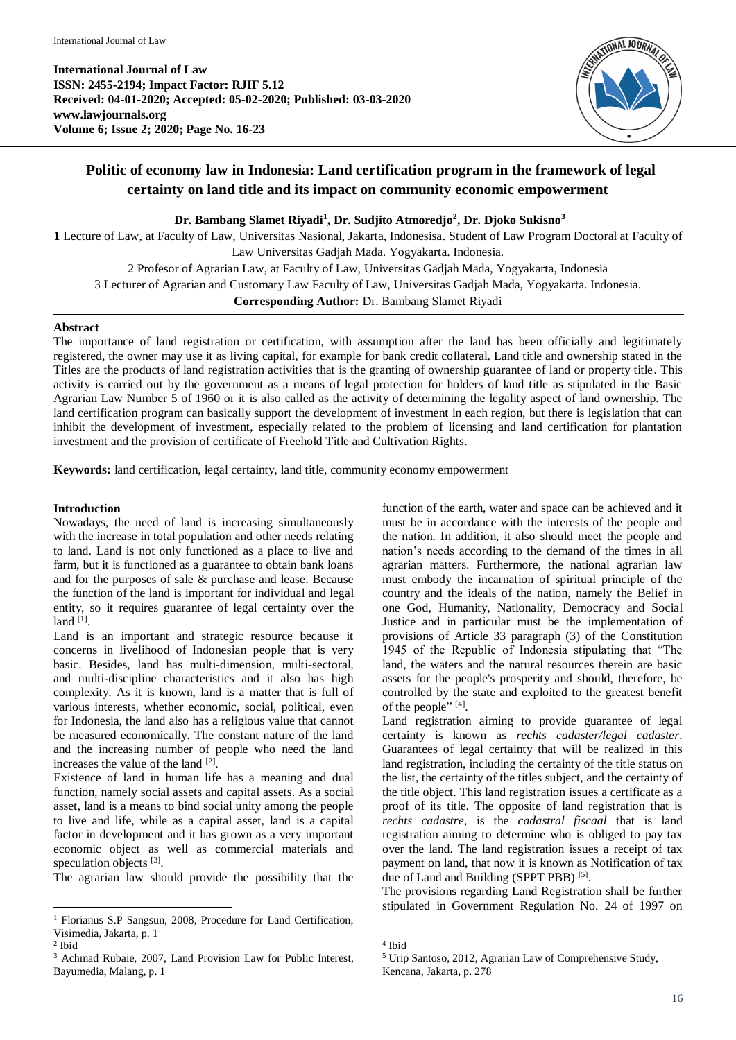**International Journal of Law**
**ISSN: 2455-2194; Impact Factor: RJIF 5.12**
**Received: 04-01-2020; Accepted: 05-02-2020; Published: 03-03-2020**
**www.lawjournals.org**
**Volume 6; Issue 2; 2020; Page No. 16-23**

# Politic of economy law in Indonesia: Land certification program in the framework of legal certainty on land title and its impact on community economic empowerment

**Dr. Bambang Slamet Riyadi[1], Dr. Sudjito Atmoredjo[2], Dr. Djoko Sukisno[3]**

**1** Lecture of Law, at Faculty of Law, Universitas Nasional, Jakarta, Indonesia. Student of Law Program Doctoral at Faculty of Law Universitas Gadjah Mada. Yogyakarta. Indonesia.

2 Profesor of Agrarian Law, at Faculty of Law, Universitas Gadjah Mada, Yogyakarta, Indonesia

3 Lecturer of Agrarian and Customary Law Faculty of Law, Universitas Gadjah Mada, Yogyakarta. Indonesia.

**Corresponding Author:** Dr. Bambang Slamet Riyadi

## Abstract

The importance of land registration or certification, with assumption after the land has been officially and legitimately registered, the owner may use it as living capital, for example for bank credit collateral. Land title and ownership stated in the Titles are the products of land registration activities that is the granting of ownership guarantee of land or property title. This activity is carried out by the government as a means of legal protection for holders of land title as stipulated in the Basic Agrarian Law Number 5 of 1960 or it is also called as the activity of determining the legality aspect of land ownership. The land certification program can basically support the development of investment in each region, but there is legislation that can inhibit the development of investment, especially related to the problem of licensing and land certification for plantation investment and the provision of certificate of Freehold Title and Cultivation Rights.

**Keywords:** land certification, legal certainty, land title, community economy empowerment

## Introduction

Nowadays, the need of land is increasing simultaneously with the increase in total population and other needs relating to land. Land is not only functioned as a place to live and farm, but it is functioned as a guarantee to obtain bank loans and for the purposes of sale & purchase and lease. Because the function of the land is important for individual and legal entity, so it requires guarantee of legal certainty over the land [1].

Land is an important and strategic resource because it concerns in livelihood of Indonesian people that is very basic. Besides, land has multi-dimension, multi-sectoral, and multi-discipline characteristics and it also has high complexity. As it is known, land is a matter that is full of various interests, whether economic, social, political, even for Indonesia, the land also has a religious value that cannot be measured economically. The constant nature of the land and the increasing number of people who need the land increases the value of the land [2].

Existence of land in human life has a meaning and dual function, namely social assets and capital assets. As a social asset, land is a means to bind social unity among the people to live and life, while as a capital asset, land is a capital factor in development and it has grown as a very important economic object as well as commercial materials and speculation objects [3].

The agrarian law should provide the possibility that the function of the earth, water and space can be achieved and it must be in accordance with the interests of the people and the nation. In addition, it also should meet the people and nation's needs according to the demand of the times in all agrarian matters. Furthermore, the national agrarian law must embody the incarnation of spiritual principle of the country and the ideals of the nation, namely the Belief in one God, Humanity, Nationality, Democracy and Social Justice and in particular must be the implementation of provisions of Article 33 paragraph (3) of the Constitution 1945 of the Republic of Indonesia stipulating that "The land, the waters and the natural resources therein are basic assets for the people's prosperity and should, therefore, be controlled by the state and exploited to the greatest benefit of the people" [4].

Land registration aiming to provide guarantee of legal certainty is known as *rechts cadaster/legal cadaster*. Guarantees of legal certainty that will be realized in this land registration, including the certainty of the title status on the list, the certainty of the titles subject, and the certainty of the title object. This land registration issues a certificate as a proof of its title. The opposite of land registration that is *rechts cadastre,* is the *cadastral fiscaal* that is land registration aiming to determine who is obliged to pay tax over the land. The land registration issues a receipt of tax payment on land, that now it is known as Notification of tax due of Land and Building (SPPT PBB) [5].

The provisions regarding Land Registration shall be further stipulated in Government Regulation No. 24 of 1997 on

---

[1] Florianus S.P Sangsun, 2008, Procedure for Land Certification, Visimedia, Jakarta, p. 1

[2] Ibid

[3] Achmad Rubaie, 2007, Land Provision Law for Public Interest, Bayumedia, Malang, p. 1

[4] Ibid

[5] Urip Santoso, 2012, Agrarian Law of Comprehensive Study, Kencana, Jakarta, p. 278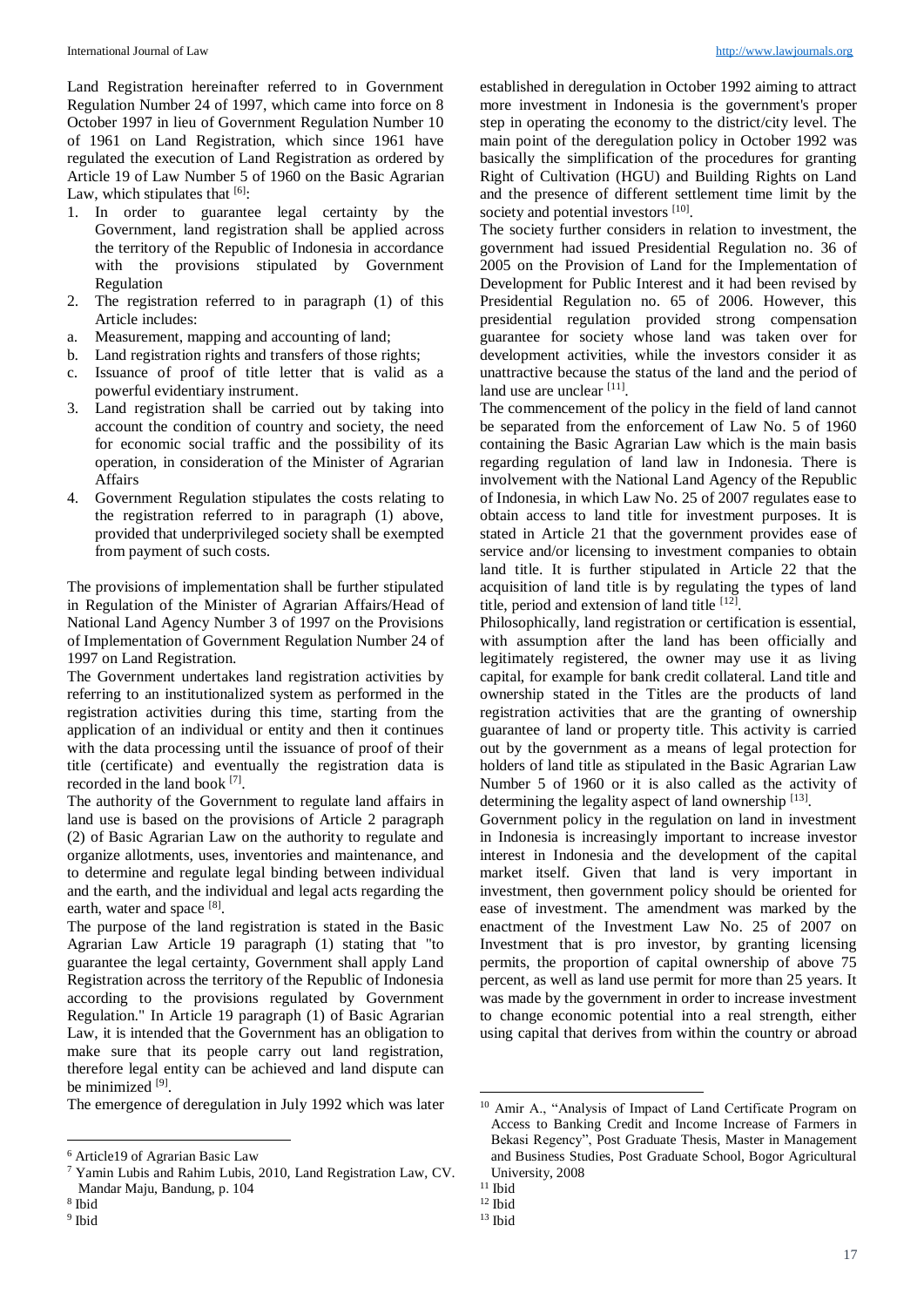Land Registration hereinafter referred to in Government Regulation Number 24 of 1997, which came into force on 8 October 1997 in lieu of Government Regulation Number 10 of 1961 on Land Registration, which since 1961 have regulated the execution of Land Registration as ordered by Article 19 of Law Number 5 of 1960 on the Basic Agrarian Law, which stipulates that [6]:

1. In order to guarantee legal certainty by the Government, land registration shall be applied across the territory of the Republic of Indonesia in accordance with the provisions stipulated by Government Regulation
2. The registration referred to in paragraph (1) of this Article includes:
   a. Measurement, mapping and accounting of land;
   b. Land registration rights and transfers of those rights;
   c. Issuance of proof of title letter that is valid as a powerful evidentiary instrument.
3. Land registration shall be carried out by taking into account the condition of country and society, the need for economic social traffic and the possibility of its operation, in consideration of the Minister of Agrarian Affairs
4. Government Regulation stipulates the costs relating to the registration referred to in paragraph (1) above, provided that underprivileged society shall be exempted from payment of such costs.

The provisions of implementation shall be further stipulated in Regulation of the Minister of Agrarian Affairs/Head of National Land Agency Number 3 of 1997 on the Provisions of Implementation of Government Regulation Number 24 of 1997 on Land Registration.

The Government undertakes land registration activities by referring to an institutionalized system as performed in the registration activities during this time, starting from the application of an individual or entity and then it continues with the data processing until the issuance of proof of their title (certificate) and eventually the registration data is recorded in the land book [7].

The authority of the Government to regulate land affairs in land use is based on the provisions of Article 2 paragraph (2) of Basic Agrarian Law on the authority to regulate and organize allotments, uses, inventories and maintenance, and to determine and regulate legal binding between individual and the earth, and the individual and legal acts regarding the earth, water and space [8].

The purpose of the land registration is stated in the Basic Agrarian Law Article 19 paragraph (1) stating that "to guarantee the legal certainty, Government shall apply Land Registration across the territory of the Republic of Indonesia according to the provisions regulated by Government Regulation." In Article 19 paragraph (1) of Basic Agrarian Law, it is intended that the Government has an obligation to make sure that its people carry out land registration, therefore legal entity can be achieved and land dispute can be minimized [9].

The emergence of deregulation in July 1992 which was later established in deregulation in October 1992 aiming to attract more investment in Indonesia is the government's proper step in operating the economy to the district/city level. The main point of the deregulation policy in October 1992 was basically the simplification of the procedures for granting Right of Cultivation (HGU) and Building Rights on Land and the presence of different settlement time limit by the society and potential investors [10].

The society further considers in relation to investment, the government had issued Presidential Regulation no. 36 of 2005 on the Provision of Land for the Implementation of Development for Public Interest and it had been revised by Presidential Regulation no. 65 of 2006. However, this presidential regulation provided strong compensation guarantee for society whose land was taken over for development activities, while the investors consider it as unattractive because the status of the land and the period of land use are unclear [11].

The commencement of the policy in the field of land cannot be separated from the enforcement of Law No. 5 of 1960 containing the Basic Agrarian Law which is the main basis regarding regulation of land law in Indonesia. There is involvement with the National Land Agency of the Republic of Indonesia, in which Law No. 25 of 2007 regulates ease to obtain access to land title for investment purposes. It is stated in Article 21 that the government provides ease of service and/or licensing to investment companies to obtain land title. It is further stipulated in Article 22 that the acquisition of land title is by regulating the types of land title, period and extension of land title [12].

Philosophically, land registration or certification is essential, with assumption after the land has been officially and legitimately registered, the owner may use it as living capital, for example for bank credit collateral. Land title and ownership stated in the Titles are the products of land registration activities that are the granting of ownership guarantee of land or property title. This activity is carried out by the government as a means of legal protection for holders of land title as stipulated in the Basic Agrarian Law Number 5 of 1960 or it is also called as the activity of determining the legality aspect of land ownership [13].

Government policy in the regulation on land in investment in Indonesia is increasingly important to increase investor interest in Indonesia and the development of the capital market itself. Given that land is very important in investment, then government policy should be oriented for ease of investment. The amendment was marked by the enactment of the Investment Law No. 25 of 2007 on Investment that is pro investor, by granting licensing permits, the proportion of capital ownership of above 75 percent, as well as land use permit for more than 25 years. It was made by the government in order to increase investment to change economic potential into a real strength, either using capital that derives from within the country or abroad

---

[6] Article19 of Agrarian Basic Law

[7] Yamin Lubis and Rahim Lubis, 2010, Land Registration Law, CV. Mandar Maju, Bandung, p. 104

[8] Ibid

[9] Ibid

[10] Amir A., "Analysis of Impact of Land Certificate Program on Access to Banking Credit and Income Increase of Farmers in Bekasi Regency", Post Graduate Thesis, Master in Management and Business Studies, Post Graduate School, Bogor Agricultural University, 2008

[11] Ibid

[12] Ibid

[13] Ibid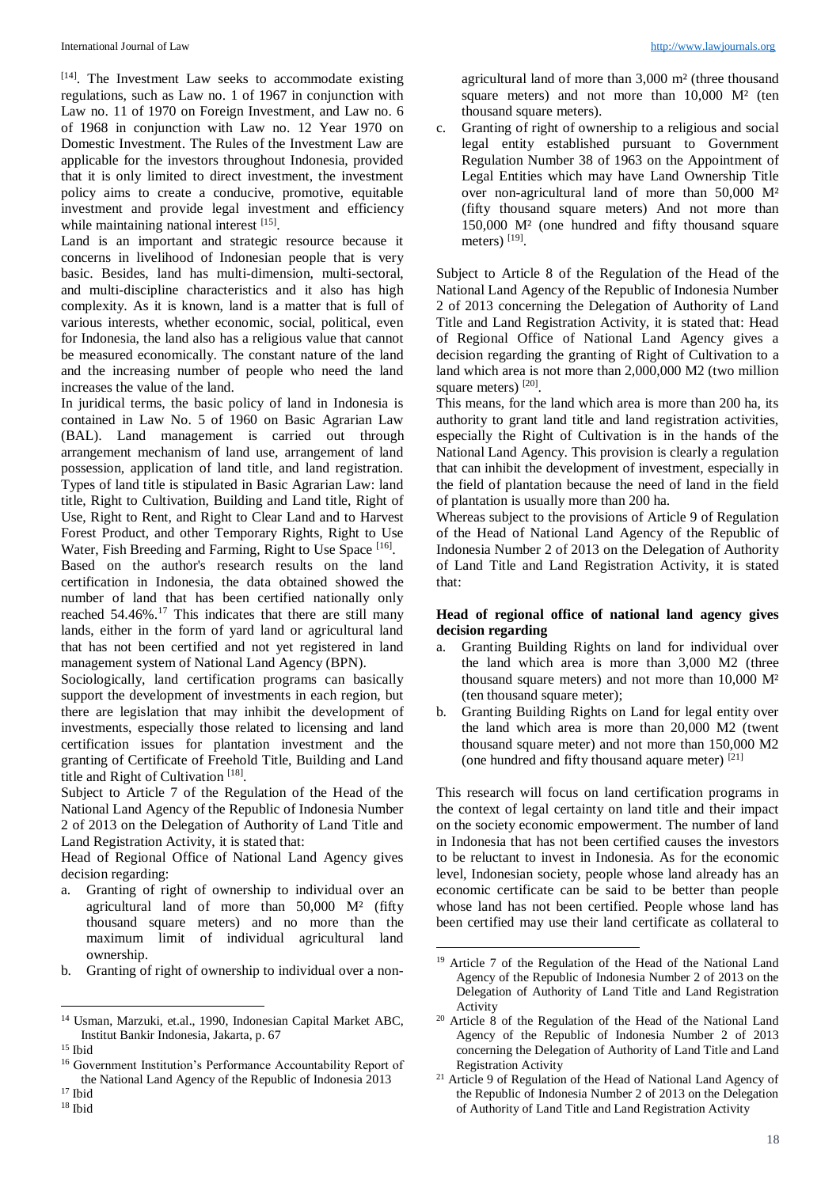[14]. The Investment Law seeks to accommodate existing regulations, such as Law no. 1 of 1967 in conjunction with Law no. 11 of 1970 on Foreign Investment, and Law no. 6 of 1968 in conjunction with Law no. 12 Year 1970 on Domestic Investment. The Rules of the Investment Law are applicable for the investors throughout Indonesia, provided that it is only limited to direct investment, the investment policy aims to create a conducive, promotive, equitable investment and provide legal investment and efficiency while maintaining national interest [15].

Land is an important and strategic resource because it concerns in livelihood of Indonesian people that is very basic. Besides, land has multi-dimension, multi-sectoral, and multi-discipline characteristics and it also has high complexity. As it is known, land is a matter that is full of various interests, whether economic, social, political, even for Indonesia, the land also has a religious value that cannot be measured economically. The constant nature of the land and the increasing number of people who need the land increases the value of the land.

In juridical terms, the basic policy of land in Indonesia is contained in Law No. 5 of 1960 on Basic Agrarian Law (BAL). Land management is carried out through arrangement mechanism of land use, arrangement of land possession, application of land title, and land registration. Types of land title is stipulated in Basic Agrarian Law: land title, Right to Cultivation, Building and Land title, Right of Use, Right to Rent, and Right to Clear Land and to Harvest Forest Product, and other Temporary Rights, Right to Use Water, Fish Breeding and Farming, Right to Use Space [16].

Based on the author's research results on the land certification in Indonesia, the data obtained showed the number of land that has been certified nationally only reached 54.46%.[17] This indicates that there are still many lands, either in the form of yard land or agricultural land that has not been certified and not yet registered in land management system of National Land Agency (BPN).

Sociologically, land certification programs can basically support the development of investments in each region, but there are legislation that may inhibit the development of investments, especially those related to licensing and land certification issues for plantation investment and the granting of Certificate of Freehold Title, Building and Land title and Right of Cultivation [18].

Subject to Article 7 of the Regulation of the Head of the National Land Agency of the Republic of Indonesia Number 2 of 2013 on the Delegation of Authority of Land Title and Land Registration Activity, it is stated that:

Head of Regional Office of National Land Agency gives decision regarding:

a. Granting of right of ownership to individual over an agricultural land of more than 50,000 M² (fifty thousand square meters) and no more than the maximum limit of individual agricultural land ownership.
b. Granting of right of ownership to individual over a non-agricultural land of more than 3,000 m² (three thousand square meters) and not more than 10,000 M² (ten thousand square meters).
c. Granting of right of ownership to a religious and social legal entity established pursuant to Government Regulation Number 38 of 1963 on the Appointment of Legal Entities which may have Land Ownership Title over non-agricultural land of more than 50,000 M² (fifty thousand square meters) And not more than 150,000 M² (one hundred and fifty thousand square meters) [19].

Subject to Article 8 of the Regulation of the Head of the National Land Agency of the Republic of Indonesia Number 2 of 2013 concerning the Delegation of Authority of Land Title and Land Registration Activity, it is stated that: Head of Regional Office of National Land Agency gives a decision regarding the granting of Right of Cultivation to a land which area is not more than 2,000,000 M2 (two million square meters) [20].

This means, for the land which area is more than 200 ha, its authority to grant land title and land registration activities, especially the Right of Cultivation is in the hands of the National Land Agency. This provision is clearly a regulation that can inhibit the development of investment, especially in the field of plantation because the need of land in the field of plantation is usually more than 200 ha.

Whereas subject to the provisions of Article 9 of Regulation of the Head of National Land Agency of the Republic of Indonesia Number 2 of 2013 on the Delegation of Authority of Land Title and Land Registration Activity, it is stated that:

**Head of regional office of national land agency gives decision regarding**

a. Granting Building Rights on land for individual over the land which area is more than 3,000 M2 (three thousand square meters) and not more than 10,000 M² (ten thousand square meter);
b. Granting Building Rights on Land for legal entity over the land which area is more than 20,000 M2 (twent thousand square meter) and not more than 150,000 M2 (one hundred and fifty thousand aquare meter) [21]

This research will focus on land certification programs in the context of legal certainty on land title and their impact on the society economic empowerment. The number of land in Indonesia that has not been certified causes the investors to be reluctant to invest in Indonesia. As for the economic level, Indonesian society, people whose land already has an economic certificate can be said to be better than people whose land has not been certified. People whose land has been certified may use their land certificate as collateral to

---

[14] Usman, Marzuki, et.al., 1990, Indonesian Capital Market ABC, Institut Bankir Indonesia, Jakarta, p. 67

[15] Ibid

[16] Government Institution's Performance Accountability Report of the National Land Agency of the Republic of Indonesia 2013

[17] Ibid

[18] Ibid

[19] Article 7 of the Regulation of the Head of the National Land Agency of the Republic of Indonesia Number 2 of 2013 on the Delegation of Authority of Land Title and Land Registration Activity

[20] Article 8 of the Regulation of the Head of the National Land Agency of the Republic of Indonesia Number 2 of 2013 concerning the Delegation of Authority of Land Title and Land Registration Activity

[21] Article 9 of Regulation of the Head of National Land Agency of the Republic of Indonesia Number 2 of 2013 on the Delegation of Authority of Land Title and Land Registration Activity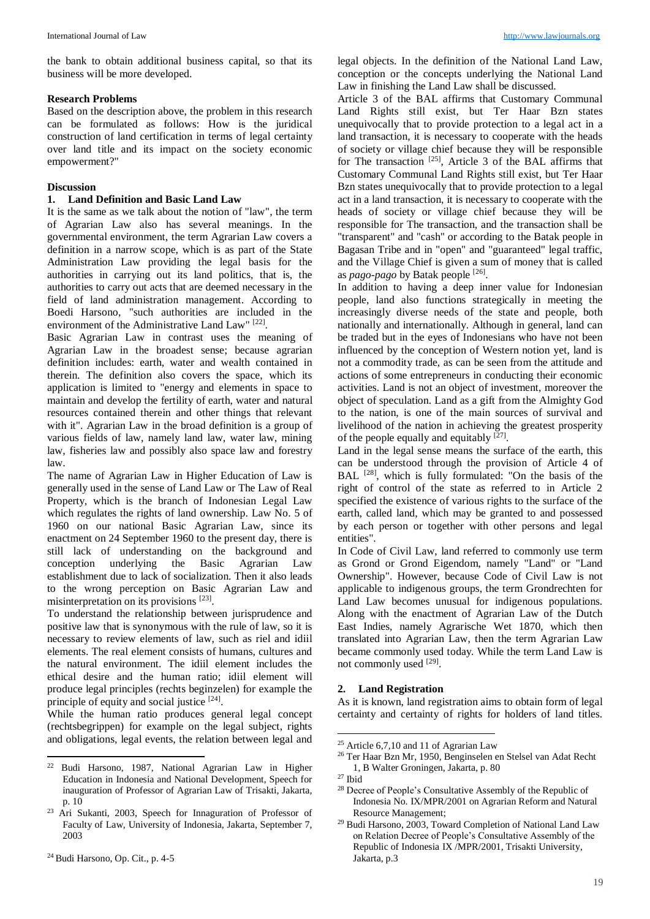the bank to obtain additional business capital, so that its business will be more developed.

**Research Problems**

Based on the description above, the problem in this research can be formulated as follows: How is the juridical construction of land certification in terms of legal certainty over land title and its impact on the society economic empowerment?"

**Discussion**

**1. Land Definition and Basic Land Law**

It is the same as we talk about the notion of "law", the term of Agrarian Law also has several meanings. In the governmental environment, the term Agrarian Law covers a definition in a narrow scope, which is as part of the State Administration Law providing the legal basis for the authorities in carrying out its land politics, that is, the authorities to carry out acts that are deemed necessary in the field of land administration management. According to Boedi Harsono, "such authorities are included in the environment of the Administrative Land Law" [22].

Basic Agrarian Law in contrast uses the meaning of Agrarian Law in the broadest sense; because agrarian definition includes: earth, water and wealth contained in therein. The definition also covers the space, which its application is limited to "energy and elements in space to maintain and develop the fertility of earth, water and natural resources contained therein and other things that relevant with it". Agrarian Law in the broad definition is a group of various fields of law, namely land law, water law, mining law, fisheries law and possibly also space law and forestry law.

The name of Agrarian Law in Higher Education of Law is generally used in the sense of Land Law or The Law of Real Property, which is the branch of Indonesian Legal Law which regulates the rights of land ownership. Law No. 5 of 1960 on our national Basic Agrarian Law, since its enactment on 24 September 1960 to the present day, there is still lack of understanding on the background and conception underlying the Basic Agrarian Law establishment due to lack of socialization. Then it also leads to the wrong perception on Basic Agrarian Law and misinterpretation on its provisions [23].

To understand the relationship between jurisprudence and positive law that is synonymous with the rule of law, so it is necessary to review elements of law, such as riel and idiil elements. The real element consists of humans, cultures and the natural environment. The idiil element includes the ethical desire and the human ratio; idiil element will produce legal principles (rechts beginzelen) for example the principle of equity and social justice [24].

While the human ratio produces general legal concept (rechtsbegrippen) for example on the legal subject, rights and obligations, legal events, the relation between legal and legal objects. In the definition of the National Land Law, conception or the concepts underlying the National Land Law in finishing the Land Law shall be discussed.

Article 3 of the BAL affirms that Customary Communal Land Rights still exist, but Ter Haar Bzn states unequivocally that to provide protection to a legal act in a land transaction, it is necessary to cooperate with the heads of society or village chief because they will be responsible for The transaction [25], Article 3 of the BAL affirms that Customary Communal Land Rights still exist, but Ter Haar Bzn states unequivocally that to provide protection to a legal act in a land transaction, it is necessary to cooperate with the heads of society or village chief because they will be responsible for The transaction, and the transaction shall be "transparent" and "cash" or according to the Batak people in Bagasan Tribe and in "open" and "guaranteed" legal traffic, and the Village Chief is given a sum of money that is called as *pago-pago* by Batak people [26].

In addition to having a deep inner value for Indonesian people, land also functions strategically in meeting the increasingly diverse needs of the state and people, both nationally and internationally. Although in general, land can be traded but in the eyes of Indonesians who have not been influenced by the conception of Western notion yet, land is not a commodity trade, as can be seen from the attitude and actions of some entrepreneurs in conducting their economic activities. Land is not an object of investment, moreover the object of speculation. Land as a gift from the Almighty God to the nation, is one of the main sources of survival and livelihood of the nation in achieving the greatest prosperity of the people equally and equitably [27].

Land in the legal sense means the surface of the earth, this can be understood through the provision of Article 4 of BAL [28], which is fully formulated: "On the basis of the right of control of the state as referred to in Article 2 specified the existence of various rights to the surface of the earth, called land, which may be granted to and possessed by each person or together with other persons and legal entities".

In Code of Civil Law, land referred to commonly use term as Grond or Grond Eigendom, namely "Land" or "Land Ownership". However, because Code of Civil Law is not applicable to indigenous groups, the term Grondrechten for Land Law becomes unusual for indigenous populations. Along with the enactment of Agrarian Law of the Dutch East Indies, namely Agrarische Wet 1870, which then translated into Agrarian Law, then the term Agrarian Law became commonly used today. While the term Land Law is not commonly used [29].

**2. Land Registration**

As it is known, land registration aims to obtain form of legal certainty and certainty of rights for holders of land titles.

---

[22] Budi Harsono, 1987, National Agrarian Law in Higher Education in Indonesia and National Development, Speech for inauguration of Professor of Agrarian Law of Trisakti, Jakarta, p. 10

[23] Ari Sukanti, 2003, Speech for Innaguration of Professor of Faculty of Law, University of Indonesia, Jakarta, September 7, 2003

[24] Budi Harsono, Op. Cit., p. 4-5

[25] Article 6,7,10 and 11 of Agrarian Law

[26] Ter Haar Bzn Mr, 1950, Benginselen en Stelsel van Adat Recht 1, B Walter Groningen, Jakarta, p. 80

[27] Ibid

[28] Decree of People's Consultative Assembly of the Republic of Indonesia No. IX/MPR/2001 on Agrarian Reform and Natural Resource Management;

[29] Budi Harsono, 2003, Toward Completion of National Land Law on Relation Decree of People's Consultative Assembly of the Republic of Indonesia IX /MPR/2001, Trisakti University, Jakarta, p.3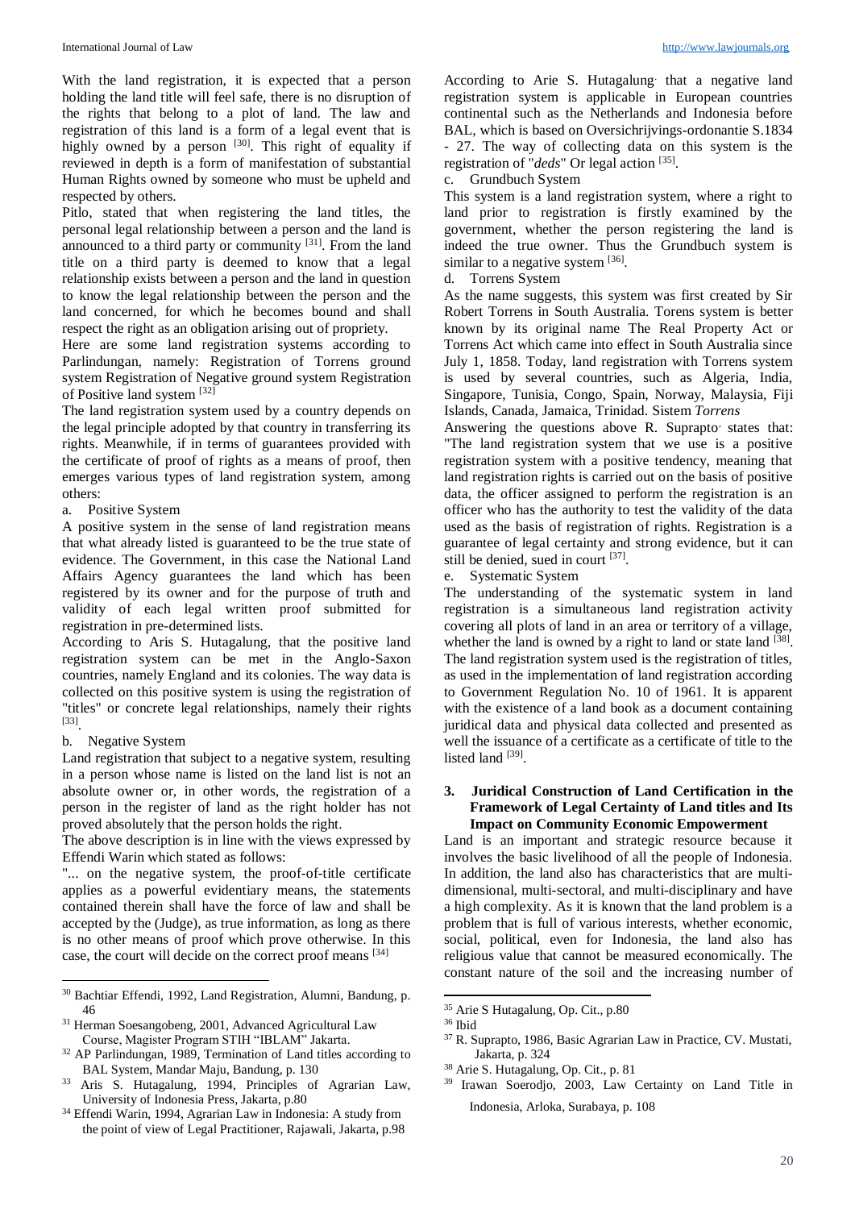With the land registration, it is expected that a person holding the land title will feel safe, there is no disruption of the rights that belong to a plot of land. The law and registration of this land is a form of a legal event that is highly owned by a person [30]. This right of equality if reviewed in depth is a form of manifestation of substantial Human Rights owned by someone who must be upheld and respected by others.

Pitlo, stated that when registering the land titles, the personal legal relationship between a person and the land is announced to a third party or community [31]. From the land title on a third party is deemed to know that a legal relationship exists between a person and the land in question to know the legal relationship between the person and the land concerned, for which he becomes bound and shall respect the right as an obligation arising out of propriety.

Here are some land registration systems according to Parlindungan, namely: Registration of Torrens ground system Registration of Negative ground system Registration of Positive land system [32]

The land registration system used by a country depends on the legal principle adopted by that country in transferring its rights. Meanwhile, if in terms of guarantees provided with the certificate of proof of rights as a means of proof, then emerges various types of land registration system, among others:

a. Positive System

A positive system in the sense of land registration means that what already listed is guaranteed to be the true state of evidence. The Government, in this case the National Land Affairs Agency guarantees the land which has been registered by its owner and for the purpose of truth and validity of each legal written proof submitted for registration in pre-determined lists.

According to Aris S. Hutagalung, that the positive land registration system can be met in the Anglo-Saxon countries, namely England and its colonies. The way data is collected on this positive system is using the registration of "titles" or concrete legal relationships, namely their rights [33].

b. Negative System

Land registration that subject to a negative system, resulting in a person whose name is listed on the land list is not an absolute owner or, in other words, the registration of a person in the register of land as the right holder has not proved absolutely that the person holds the right.

The above description is in line with the views expressed by Effendi Warin which stated as follows:

"... on the negative system, the proof-of-title certificate applies as a powerful evidentiary means, the statements contained therein shall have the force of law and shall be accepted by the (Judge), as true information, as long as there is no other means of proof which prove otherwise. In this case, the court will decide on the correct proof means [34]

According to Arie S. Hutagalung, that a negative land registration system is applicable in European countries continental such as the Netherlands and Indonesia before BAL, which is based on Oversichrijvings-ordonantie S.1834 - 27. The way of collecting data on this system is the registration of "*deds*" Or legal action [35].

c. Grundbuch System

This system is a land registration system, where a right to land prior to registration is firstly examined by the government, whether the person registering the land is indeed the true owner. Thus the Grundbuch system is similar to a negative system [36].

d. Torrens System

As the name suggests, this system was first created by Sir Robert Torrens in South Australia. Torens system is better known by its original name The Real Property Act or Torrens Act which came into effect in South Australia since July 1, 1858. Today, land registration with Torrens system is used by several countries, such as Algeria, India, Singapore, Tunisia, Congo, Spain, Norway, Malaysia, Fiji Islands, Canada, Jamaica, Trinidad. Sistem *Torrens*

Answering the questions above R. Suprapto, states that: "The land registration system that we use is a positive registration system with a positive tendency, meaning that land registration rights is carried out on the basis of positive data, the officer assigned to perform the registration is an officer who has the authority to test the validity of the data used as the basis of registration of rights. Registration is a guarantee of legal certainty and strong evidence, but it can still be denied, sued in court [37].

e. Systematic System

The understanding of the systematic system in land registration is a simultaneous land registration activity covering all plots of land in an area or territory of a village, whether the land is owned by a right to land or state land [38]. The land registration system used is the registration of titles, as used in the implementation of land registration according to Government Regulation No. 10 of 1961. It is apparent with the existence of a land book as a document containing juridical data and physical data collected and presented as well the issuance of a certificate as a certificate of title to the listed land [39].

### 3. Juridical Construction of Land Certification in the Framework of Legal Certainty of Land titles and Its Impact on Community Economic Empowerment

Land is an important and strategic resource because it involves the basic livelihood of all the people of Indonesia. In addition, the land also has characteristics that are multi-dimensional, multi-sectoral, and multi-disciplinary and have a high complexity. As it is known that the land problem is a problem that is full of various interests, whether economic, social, political, even for Indonesia, the land also has religious value that cannot be measured economically. The constant nature of the soil and the increasing number of

---

[30] Bachtiar Effendi, 1992, Land Registration, Alumni, Bandung, p. 46

[31] Herman Soesangobeng, 2001, Advanced Agricultural Law Course, Magister Program STIH "IBLAM" Jakarta.

[32] AP Parlindungan, 1989, Termination of Land titles according to BAL System, Mandar Maju, Bandung, p. 130

[33] Aris S. Hutagalung, 1994, Principles of Agrarian Law, University of Indonesia Press, Jakarta, p.80

[34] Effendi Warin, 1994, Agrarian Law in Indonesia: A study from the point of view of Legal Practitioner, Rajawali, Jakarta, p.98

[35] Arie S Hutagalung, Op. Cit., p.80

[36] Ibid

[37] R. Suprapto, 1986, Basic Agrarian Law in Practice, CV. Mustati, Jakarta, p. 324

[38] Arie S. Hutagalung, Op. Cit., p. 81

[39] Irawan Soerodjo, 2003, Law Certainty on Land Title in Indonesia, Arloka, Surabaya, p. 108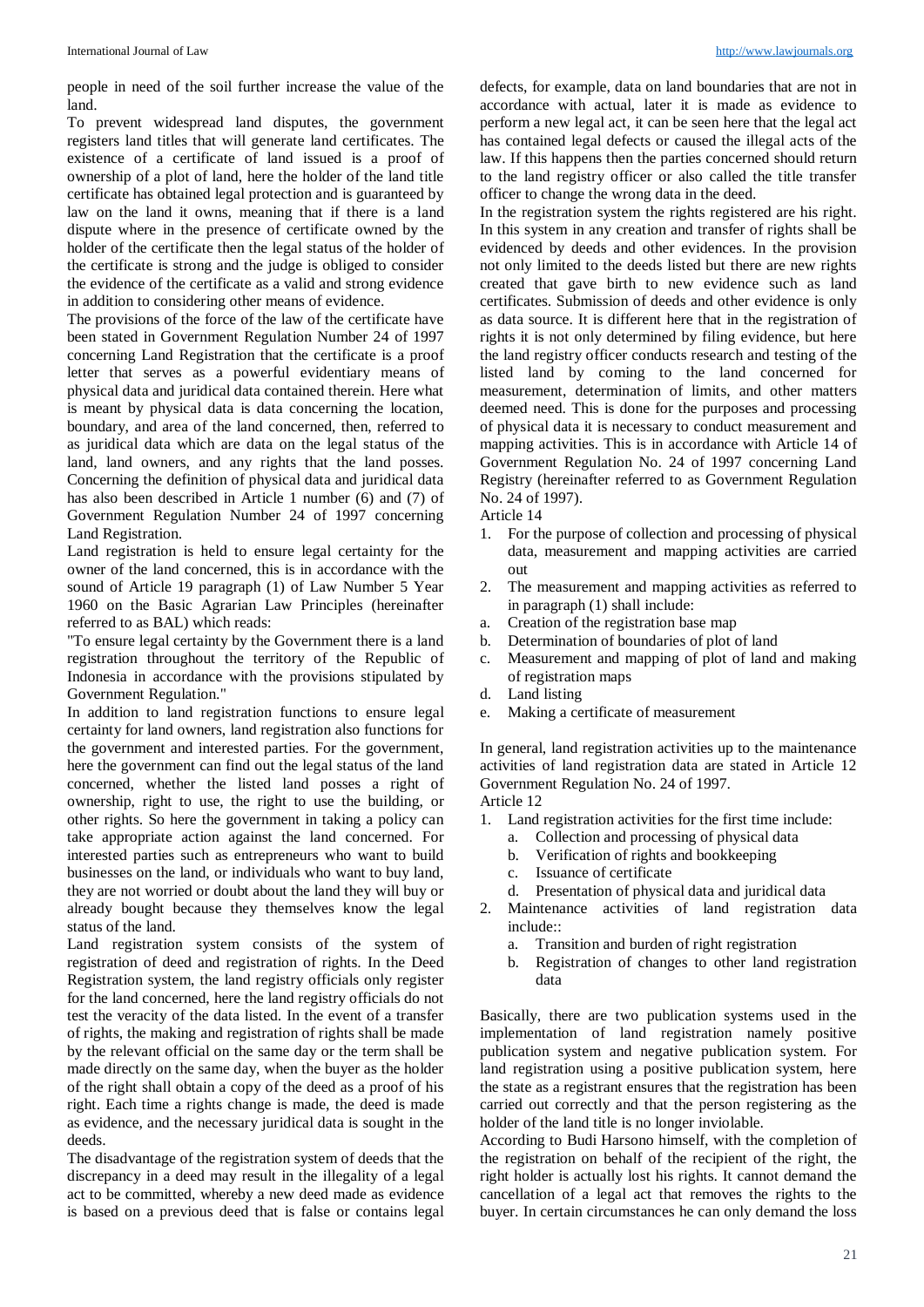people in need of the soil further increase the value of the land.

To prevent widespread land disputes, the government registers land titles that will generate land certificates. The existence of a certificate of land issued is a proof of ownership of a plot of land, here the holder of the land title certificate has obtained legal protection and is guaranteed by law on the land it owns, meaning that if there is a land dispute where in the presence of certificate owned by the holder of the certificate then the legal status of the holder of the certificate is strong and the judge is obliged to consider the evidence of the certificate as a valid and strong evidence in addition to considering other means of evidence.

The provisions of the force of the law of the certificate have been stated in Government Regulation Number 24 of 1997 concerning Land Registration that the certificate is a proof letter that serves as a powerful evidentiary means of physical data and juridical data contained therein. Here what is meant by physical data is data concerning the location, boundary, and area of the land concerned, then, referred to as juridical data which are data on the legal status of the land, land owners, and any rights that the land posses. Concerning the definition of physical data and juridical data has also been described in Article 1 number (6) and (7) of Government Regulation Number 24 of 1997 concerning Land Registration.

Land registration is held to ensure legal certainty for the owner of the land concerned, this is in accordance with the sound of Article 19 paragraph (1) of Law Number 5 Year 1960 on the Basic Agrarian Law Principles (hereinafter referred to as BAL) which reads:

"To ensure legal certainty by the Government there is a land registration throughout the territory of the Republic of Indonesia in accordance with the provisions stipulated by Government Regulation."

In addition to land registration functions to ensure legal certainty for land owners, land registration also functions for the government and interested parties. For the government, here the government can find out the legal status of the land concerned, whether the listed land posses a right of ownership, right to use, the right to use the building, or other rights. So here the government in taking a policy can take appropriate action against the land concerned. For interested parties such as entrepreneurs who want to build businesses on the land, or individuals who want to buy land, they are not worried or doubt about the land they will buy or already bought because they themselves know the legal status of the land.

Land registration system consists of the system of registration of deed and registration of rights. In the Deed Registration system, the land registry officials only register for the land concerned, here the land registry officials do not test the veracity of the data listed. In the event of a transfer of rights, the making and registration of rights shall be made by the relevant official on the same day or the term shall be made directly on the same day, when the buyer as the holder of the right shall obtain a copy of the deed as a proof of his right. Each time a rights change is made, the deed is made as evidence, and the necessary juridical data is sought in the deeds.

The disadvantage of the registration system of deeds that the discrepancy in a deed may result in the illegality of a legal act to be committed, whereby a new deed made as evidence is based on a previous deed that is false or contains legal defects, for example, data on land boundaries that are not in accordance with actual, later it is made as evidence to perform a new legal act, it can be seen here that the legal act has contained legal defects or caused the illegal acts of the law. If this happens then the parties concerned should return to the land registry officer or also called the title transfer officer to change the wrong data in the deed.

In the registration system the rights registered are his right. In this system in any creation and transfer of rights shall be evidenced by deeds and other evidences. In the provision not only limited to the deeds listed but there are new rights created that gave birth to new evidence such as land certificates. Submission of deeds and other evidence is only as data source. It is different here that in the registration of rights it is not only determined by filing evidence, but here the land registry officer conducts research and testing of the listed land by coming to the land concerned for measurement, determination of limits, and other matters deemed need. This is done for the purposes and processing of physical data it is necessary to conduct measurement and mapping activities. This is in accordance with Article 14 of Government Regulation No. 24 of 1997 concerning Land Registry (hereinafter referred to as Government Regulation No. 24 of 1997).

Article 14

1. For the purpose of collection and processing of physical data, measurement and mapping activities are carried out
2. The measurement and mapping activities as referred to in paragraph (1) shall include:

a. Creation of the registration base map
b. Determination of boundaries of plot of land
c. Measurement and mapping of plot of land and making of registration maps
d. Land listing
e. Making a certificate of measurement

In general, land registration activities up to the maintenance activities of land registration data are stated in Article 12 Government Regulation No. 24 of 1997.

Article 12

1. Land registration activities for the first time include:
   a. Collection and processing of physical data
   b. Verification of rights and bookkeeping
   c. Issuance of certificate
   d. Presentation of physical data and juridical data
2. Maintenance activities of land registration data include::
   a. Transition and burden of right registration
   b. Registration of changes to other land registration data

Basically, there are two publication systems used in the implementation of land registration namely positive publication system and negative publication system. For land registration using a positive publication system, here the state as a registrant ensures that the registration has been carried out correctly and that the person registering as the holder of the land title is no longer inviolable.

According to Budi Harsono himself, with the completion of the registration on behalf of the recipient of the right, the right holder is actually lost his rights. It cannot demand the cancellation of a legal act that removes the rights to the buyer. In certain circumstances he can only demand the loss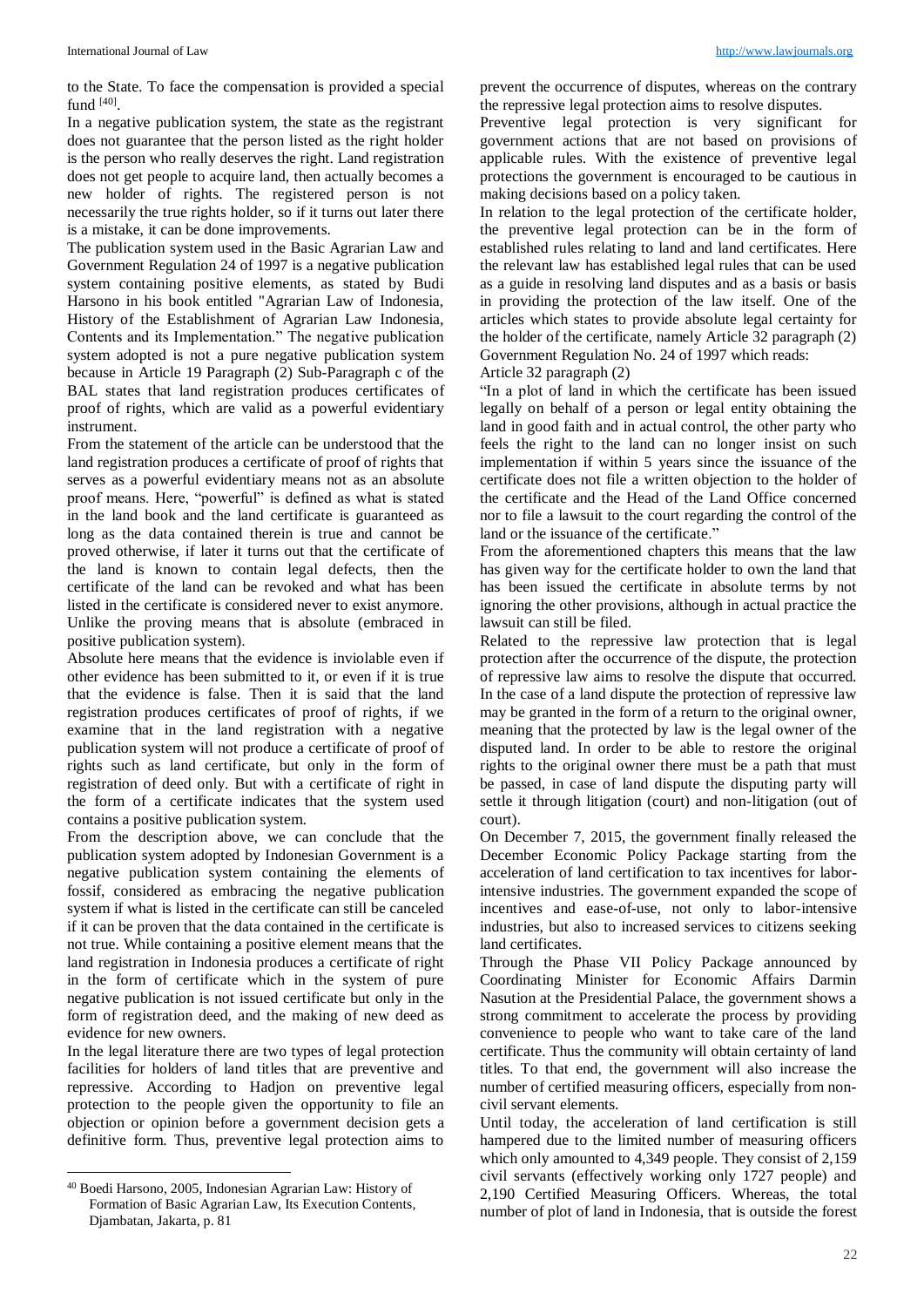to the State. To face the compensation is provided a special fund [40].

In a negative publication system, the state as the registrant does not guarantee that the person listed as the right holder is the person who really deserves the right. Land registration does not get people to acquire land, then actually becomes a new holder of rights. The registered person is not necessarily the true rights holder, so if it turns out later there is a mistake, it can be done improvements.

The publication system used in the Basic Agrarian Law and Government Regulation 24 of 1997 is a negative publication system containing positive elements, as stated by Budi Harsono in his book entitled "Agrarian Law of Indonesia, History of the Establishment of Agrarian Law Indonesia, Contents and its Implementation." The negative publication system adopted is not a pure negative publication system because in Article 19 Paragraph (2) Sub-Paragraph c of the BAL states that land registration produces certificates of proof of rights, which are valid as a powerful evidentiary instrument.

From the statement of the article can be understood that the land registration produces a certificate of proof of rights that serves as a powerful evidentiary means not as an absolute proof means. Here, "powerful" is defined as what is stated in the land book and the land certificate is guaranteed as long as the data contained therein is true and cannot be proved otherwise, if later it turns out that the certificate of the land is known to contain legal defects, then the certificate of the land can be revoked and what has been listed in the certificate is considered never to exist anymore. Unlike the proving means that is absolute (embraced in positive publication system).

Absolute here means that the evidence is inviolable even if other evidence has been submitted to it, or even if it is true that the evidence is false. Then it is said that the land registration produces certificates of proof of rights, if we examine that in the land registration with a negative publication system will not produce a certificate of proof of rights such as land certificate, but only in the form of registration of deed only. But with a certificate of right in the form of a certificate indicates that the system used contains a positive publication system.

From the description above, we can conclude that the publication system adopted by Indonesian Government is a negative publication system containing the elements of fossif, considered as embracing the negative publication system if what is listed in the certificate can still be canceled if it can be proven that the data contained in the certificate is not true. While containing a positive element means that the land registration in Indonesia produces a certificate of right in the form of certificate which in the system of pure negative publication is not issued certificate but only in the form of registration deed, and the making of new deed as evidence for new owners.

In the legal literature there are two types of legal protection facilities for holders of land titles that are preventive and repressive. According to Hadjon on preventive legal protection to the people given the opportunity to file an objection or opinion before a government decision gets a definitive form. Thus, preventive legal protection aims to prevent the occurrence of disputes, whereas on the contrary the repressive legal protection aims to resolve disputes.

Preventive legal protection is very significant for government actions that are not based on provisions of applicable rules. With the existence of preventive legal protections the government is encouraged to be cautious in making decisions based on a policy taken.

In relation to the legal protection of the certificate holder, the preventive legal protection can be in the form of established rules relating to land and land certificates. Here the relevant law has established legal rules that can be used as a guide in resolving land disputes and as a basis or basis in providing the protection of the law itself. One of the articles which states to provide absolute legal certainty for the holder of the certificate, namely Article 32 paragraph (2) Government Regulation No. 24 of 1997 which reads:

Article 32 paragraph (2)

"In a plot of land in which the certificate has been issued legally on behalf of a person or legal entity obtaining the land in good faith and in actual control, the other party who feels the right to the land can no longer insist on such implementation if within 5 years since the issuance of the certificate does not file a written objection to the holder of the certificate and the Head of the Land Office concerned nor to file a lawsuit to the court regarding the control of the land or the issuance of the certificate."

From the aforementioned chapters this means that the law has given way for the certificate holder to own the land that has been issued the certificate in absolute terms by not ignoring the other provisions, although in actual practice the lawsuit can still be filed.

Related to the repressive law protection that is legal protection after the occurrence of the dispute, the protection of repressive law aims to resolve the dispute that occurred. In the case of a land dispute the protection of repressive law may be granted in the form of a return to the original owner, meaning that the protected by law is the legal owner of the disputed land. In order to be able to restore the original rights to the original owner there must be a path that must be passed, in case of land dispute the disputing party will settle it through litigation (court) and non-litigation (out of court).

On December 7, 2015, the government finally released the December Economic Policy Package starting from the acceleration of land certification to tax incentives for labor-intensive industries. The government expanded the scope of incentives and ease-of-use, not only to labor-intensive industries, but also to increased services to citizens seeking land certificates.

Through the Phase VII Policy Package announced by Coordinating Minister for Economic Affairs Darmin Nasution at the Presidential Palace, the government shows a strong commitment to accelerate the process by providing convenience to people who want to take care of the land certificate. Thus the community will obtain certainty of land titles. To that end, the government will also increase the number of certified measuring officers, especially from non-civil servant elements.

Until today, the acceleration of land certification is still hampered due to the limited number of measuring officers which only amounted to 4,349 people. They consist of 2,159 civil servants (effectively working only 1727 people) and 2,190 Certified Measuring Officers. Whereas, the total number of plot of land in Indonesia, that is outside the forest

[40] Boedi Harsono, 2005, Indonesian Agrarian Law: History of Formation of Basic Agrarian Law, Its Execution Contents, Djambatan, Jakarta, p. 81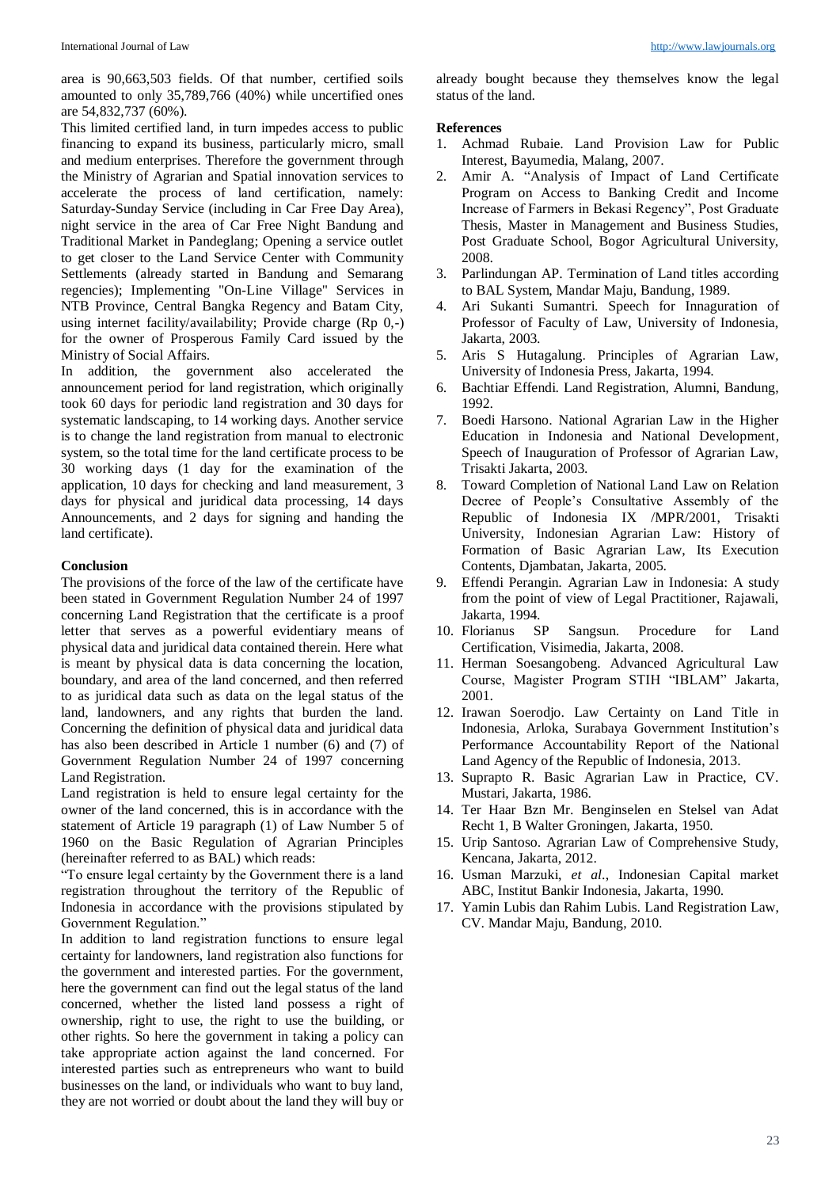area is 90,663,503 fields. Of that number, certified soils amounted to only 35,789,766 (40%) while uncertified ones are 54,832,737 (60%).

This limited certified land, in turn impedes access to public financing to expand its business, particularly micro, small and medium enterprises. Therefore the government through the Ministry of Agrarian and Spatial innovation services to accelerate the process of land certification, namely: Saturday-Sunday Service (including in Car Free Day Area), night service in the area of Car Free Night Bandung and Traditional Market in Pandeglang; Opening a service outlet to get closer to the Land Service Center with Community Settlements (already started in Bandung and Semarang regencies); Implementing "On-Line Village" Services in NTB Province, Central Bangka Regency and Batam City, using internet facility/availability; Provide charge (Rp 0,-) for the owner of Prosperous Family Card issued by the Ministry of Social Affairs.

In addition, the government also accelerated the announcement period for land registration, which originally took 60 days for periodic land registration and 30 days for systematic landscaping, to 14 working days. Another service is to change the land registration from manual to electronic system, so the total time for the land certificate process to be 30 working days (1 day for the examination of the application, 10 days for checking and land measurement, 3 days for physical and juridical data processing, 14 days Announcements, and 2 days for signing and handing the land certificate).

## Conclusion

The provisions of the force of the law of the certificate have been stated in Government Regulation Number 24 of 1997 concerning Land Registration that the certificate is a proof letter that serves as a powerful evidentiary means of physical data and juridical data contained therein. Here what is meant by physical data is data concerning the location, boundary, and area of the land concerned, and then referred to as juridical data such as data on the legal status of the land, landowners, and any rights that burden the land. Concerning the definition of physical data and juridical data has also been described in Article 1 number (6) and (7) of Government Regulation Number 24 of 1997 concerning Land Registration.

Land registration is held to ensure legal certainty for the owner of the land concerned, this is in accordance with the statement of Article 19 paragraph (1) of Law Number 5 of 1960 on the Basic Regulation of Agrarian Principles (hereinafter referred to as BAL) which reads:

"To ensure legal certainty by the Government there is a land registration throughout the territory of the Republic of Indonesia in accordance with the provisions stipulated by Government Regulation."

In addition to land registration functions to ensure legal certainty for landowners, land registration also functions for the government and interested parties. For the government, here the government can find out the legal status of the land concerned, whether the listed land possess a right of ownership, right to use, the right to use the building, or other rights. So here the government in taking a policy can take appropriate action against the land concerned. For interested parties such as entrepreneurs who want to build businesses on the land, or individuals who want to buy land, they are not worried or doubt about the land they will buy or already bought because they themselves know the legal status of the land.

## References

1. Achmad Rubaie. Land Provision Law for Public Interest, Bayumedia, Malang, 2007.
2. Amir A. "Analysis of Impact of Land Certificate Program on Access to Banking Credit and Income Increase of Farmers in Bekasi Regency", Post Graduate Thesis, Master in Management and Business Studies, Post Graduate School, Bogor Agricultural University, 2008.
3. Parlindungan AP. Termination of Land titles according to BAL System, Mandar Maju, Bandung, 1989.
4. Ari Sukanti Sumantri. Speech for Innaguration of Professor of Faculty of Law, University of Indonesia, Jakarta, 2003.
5. Aris S Hutagalung. Principles of Agrarian Law, University of Indonesia Press, Jakarta, 1994.
6. Bachtiar Effendi. Land Registration, Alumni, Bandung, 1992.
7. Boedi Harsono. National Agrarian Law in the Higher Education in Indonesia and National Development, Speech of Inauguration of Professor of Agrarian Law, Trisakti Jakarta, 2003.
8. Toward Completion of National Land Law on Relation Decree of People's Consultative Assembly of the Republic of Indonesia IX /MPR/2001, Trisakti University, Indonesian Agrarian Law: History of Formation of Basic Agrarian Law, Its Execution Contents, Djambatan, Jakarta, 2005.
9. Effendi Perangin. Agrarian Law in Indonesia: A study from the point of view of Legal Practitioner, Rajawali, Jakarta, 1994.
10. Florianus SP Sangsun. Procedure for Land Certification, Visimedia, Jakarta, 2008.
11. Herman Soesangobeng. Advanced Agricultural Law Course, Magister Program STIH "IBLAM" Jakarta, 2001.
12. Irawan Soerodjo. Law Certainty on Land Title in Indonesia, Arloka, Surabaya Government Institution's Performance Accountability Report of the National Land Agency of the Republic of Indonesia, 2013.
13. Suprapto R. Basic Agrarian Law in Practice, CV. Mustari, Jakarta, 1986.
14. Ter Haar Bzn Mr. Benginselen en Stelsel van Adat Recht 1, B Walter Groningen, Jakarta, 1950.
15. Urip Santoso. Agrarian Law of Comprehensive Study, Kencana, Jakarta, 2012.
16. Usman Marzuki, *et al*., Indonesian Capital market ABC, Institut Bankir Indonesia, Jakarta, 1990.
17. Yamin Lubis dan Rahim Lubis. Land Registration Law, CV. Mandar Maju, Bandung, 2010.